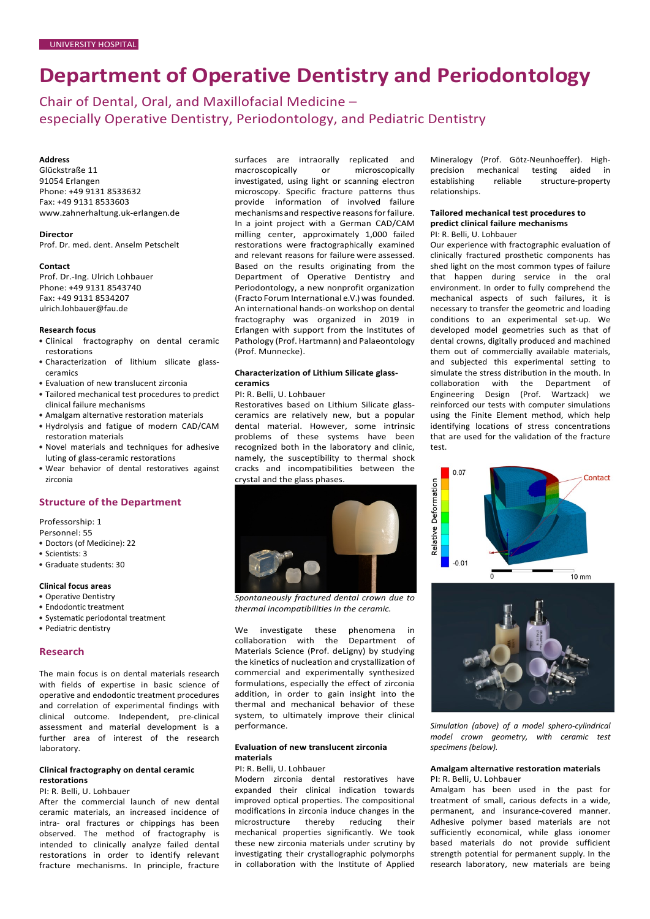UNIVERSITY HOSPITAL

# Department of Operative Dentistry and Periodontology

## Chair of Dental, Oral, and Maxillofacial Medicine – especially Operative Dentistry, Periodontology, and Pediatric Dentistry

**Address**
Glückstraße 11
91054 Erlangen
Phone: +49 9131 8533632
Fax: +49 9131 8533603
www.zahnerhaltung.uk-erlangen.de

**Director**
Prof. Dr. med. dent. Anselm Petschelt

**Contact**
Prof. Dr.-Ing. Ulrich Lohbauer
Phone: +49 9131 8543740
Fax: +49 9131 8534207
ulrich.lohbauer@fau.de

**Research focus**

- Clinical fractography on dental ceramic restorations
- Characterization of lithium silicate glass-ceramics
- Evaluation of new translucent zirconia
- Tailored mechanical test procedures to predict clinical failure mechanisms
- Amalgam alternative restoration materials
- Hydrolysis and fatigue of modern CAD/CAM restoration materials
- Novel materials and techniques for adhesive luting of glass-ceramic restorations
- Wear behavior of dental restoratives against zirconia

## Structure of the Department

Professorship: 1
Personnel: 55

- Doctors (of Medicine): 22
- Scientists: 3
- Graduate students: 30

**Clinical focus areas**

- Operative Dentistry
- Endodontic treatment
- Systematic periodontal treatment
- Pediatric dentistry

## Research

The main focus is on dental materials research with fields of expertise in basic science of operative and endodontic treatment procedures and correlation of experimental findings with clinical outcome. Independent, pre-clinical assessment and material development is a further area of interest of the research laboratory.

### Clinical fractography on dental ceramic restorations

PI: R. Belli, U. Lohbauer

After the commercial launch of new dental ceramic materials, an increased incidence of intra- oral fractures or chippings has been observed. The method of fractography is intended to clinically analyze failed dental restorations in order to identify relevant fracture mechanisms. In principle, fracture surfaces are intraorally replicated and macroscopically or microscopically investigated, using light or scanning electron microscopy. Specific fracture patterns thus provide information of involved failure mechanisms and respective reasons for failure. In a joint project with a German CAD/CAM milling center, approximately 1,000 failed restorations were fractographically evaluated and relevant reasons for failure were assessed. Based on the results originating from the Department of Operative Dentistry and Periodontology, a new nonprofit organization (Fracto Forum International e.V.) was founded. An international hands-on workshop on dental fractography was organized in 2019 in Erlangen with support from the Institutes of Pathology (Prof. Hartmann) and Palaeontology (Prof. Munnecke).

### Characterization of Lithium Silicate glass-ceramics

PI: R. Belli, U. Lohbauer

Restoratives based on Lithium Silicate glass-ceramics are relatively new, but a popular dental material. However, some intrinsic problems of these systems have been recognized both in the laboratory and clinic, namely, the susceptibility to thermal shock cracks and incompatibilities between the crystal and the glass phases.

*Spontaneously fractured dental crown due to thermal incompatibilities in the ceramic.*

We investigate these phenomena in collaboration with the Department of Materials Science (Prof. deLigny) by studying the kinetics of nucleation and crystallization of commercial and experimentally synthesized formulations, especially the effect of zirconia addition, in order to gain insight into the thermal and mechanical behavior of these system, to ultimately improve their clinical performance.

### Evaluation of new translucent zirconia materials

PI: R. Belli, U. Lohbauer

Modern zirconia dental restoratives have expanded their clinical indication towards improved optical properties. The compositional modifications in zirconia induce changes in the microstructure thereby reducing their mechanical properties significantly. We took these new zirconia materials under scrutiny by investigating their crystallographic polymorphs in collaboration with the Institute of Applied Mineralogy (Prof. Götz-Neunhoeffer). High-precision mechanical testing aided in establishing reliable structure-property relationships.

### Tailored mechanical test procedures to predict clinical failure mechanisms

PI: R. Belli, U. Lohbauer

Our experience with fractographic evaluation of clinically fractured prosthetic components has shed light on the most common types of failure that happen during service in the oral environment. In order to fully comprehend the mechanical aspects of such failures, it is necessary to transfer the geometric and loading conditions to an experimental set-up. We developed model geometries such as that of dental crowns, digitally produced and machined them out of commercially available materials, and subjected this experimental setting to simulate the stress distribution in the mouth. In collaboration with the Department of Engineering Design (Prof. Wartzack) we reinforced our tests with computer simulations using the Finite Element method, which help identifying locations of stress concentrations that are used for the validation of the fracture test.

*Simulation (above) of a model sphero-cylindrical model crown geometry, with ceramic test specimens (below).*

### Amalgam alternative restoration materials

PI: R. Belli, U. Lohbauer

Amalgam has been used in the past for treatment of small, carious defects in a wide, permanent, and insurance-covered manner. Adhesive polymer based materials are not sufficiently economical, while glass ionomer based materials do not provide sufficient strength potential for permanent supply. In the research laboratory, new materials are being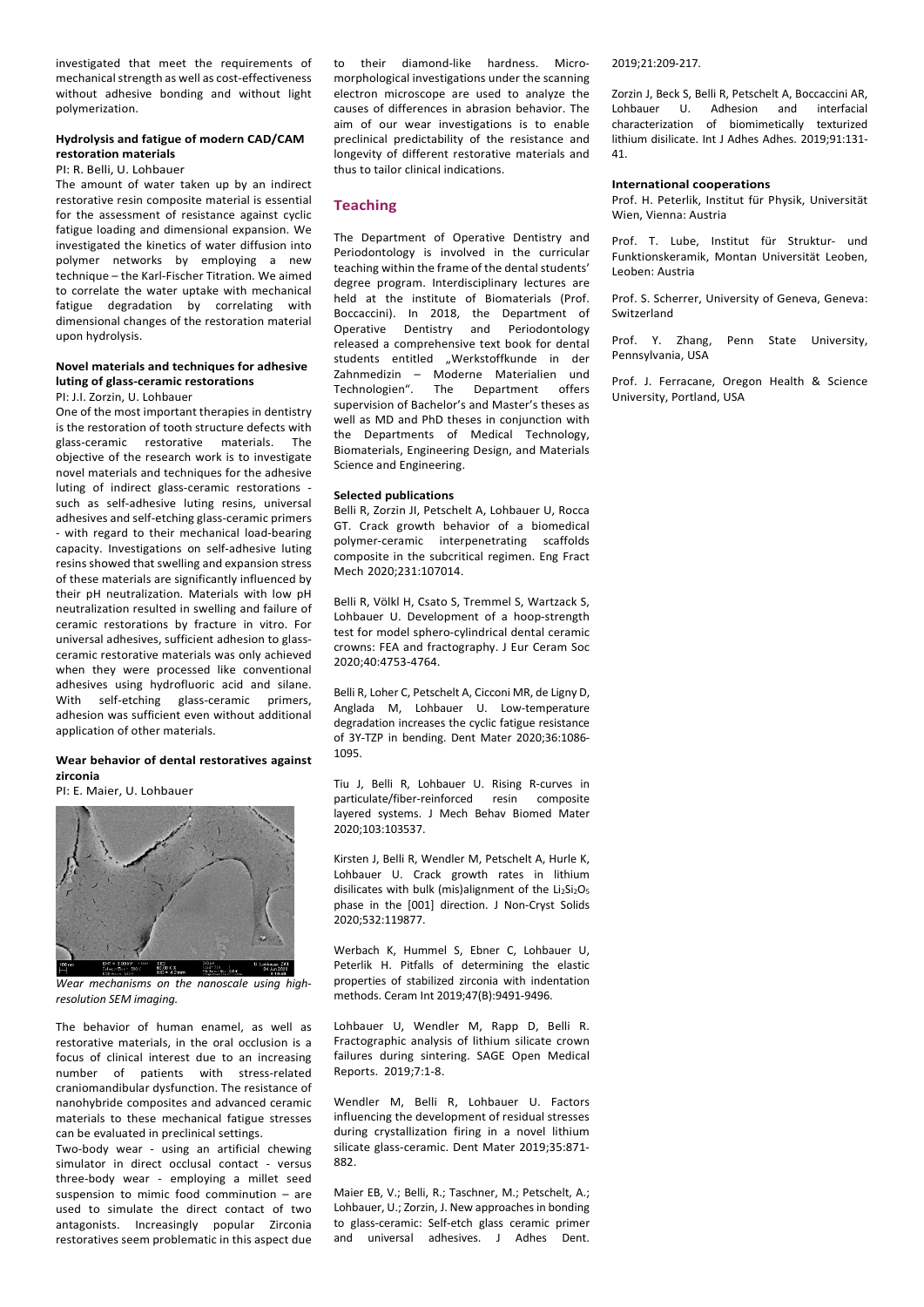investigated that meet the requirements of mechanical strength as well as cost-effectiveness without adhesive bonding and without light polymerization.

**Hydrolysis and fatigue of modern CAD/CAM restoration materials**

PI: R. Belli, U. Lohbauer

The amount of water taken up by an indirect restorative resin composite material is essential for the assessment of resistance against cyclic fatigue loading and dimensional expansion. We investigated the kinetics of water diffusion into polymer networks by employing a new technique – the Karl-Fischer Titration. We aimed to correlate the water uptake with mechanical fatigue degradation by correlating with dimensional changes of the restoration material upon hydrolysis.

**Novel materials and techniques for adhesive luting of glass-ceramic restorations**

PI: J.I. Zorzin, U. Lohbauer

One of the most important therapies in dentistry is the restoration of tooth structure defects with glass-ceramic restorative materials. The objective of the research work is to investigate novel materials and techniques for the adhesive luting of indirect glass-ceramic restorations - such as self-adhesive luting resins, universal adhesives and self-etching glass-ceramic primers - with regard to their mechanical load-bearing capacity. Investigations on self-adhesive luting resins showed that swelling and expansion stress of these materials are significantly influenced by their pH neutralization. Materials with low pH neutralization resulted in swelling and failure of ceramic restorations by fracture in vitro. For universal adhesives, sufficient adhesion to glass-ceramic restorative materials was only achieved when they were processed like conventional adhesives using hydrofluoric acid and silane. With self-etching glass-ceramic primers, adhesion was sufficient even without additional application of other materials.

**Wear behavior of dental restoratives against zirconia**

PI: E. Maier, U. Lohbauer

*Wear mechanisms on the nanoscale using high-resolution SEM imaging.*

The behavior of human enamel, as well as restorative materials, in the oral occlusion is a focus of clinical interest due to an increasing number of patients with stress-related craniomandibular dysfunction. The resistance of nanohybride composites and advanced ceramic materials to these mechanical fatigue stresses can be evaluated in preclinical settings.

Two-body wear - using an artificial chewing simulator in direct occlusal contact - versus three-body wear - employing a millet seed suspension to mimic food comminution – are used to simulate the direct contact of two antagonists. Increasingly popular Zirconia restoratives seem problematic in this aspect due to their diamond-like hardness. Micro-morphological investigations under the scanning electron microscope are used to analyze the causes of differences in abrasion behavior. The aim of our wear investigations is to enable preclinical predictability of the resistance and longevity of different restorative materials and thus to tailor clinical indications.

## Teaching

The Department of Operative Dentistry and Periodontology is involved in the curricular teaching within the frame of the dental students' degree program. Interdisciplinary lectures are held at the institute of Biomaterials (Prof. Boccaccini). In 2018, the Department of Operative Dentistry and Periodontology released a comprehensive text book for dental students entitled „Werkstoffkunde in der Zahnmedizin – Moderne Materialien und Technologien". The Department offers supervision of Bachelor's and Master's theses as well as MD and PhD theses in conjunction with the Departments of Medical Technology, Biomaterials, Engineering Design, and Materials Science and Engineering.

**Selected publications**

Belli R, Zorzin JI, Petschelt A, Lohbauer U, Rocca GT. Crack growth behavior of a biomedical polymer-ceramic interpenetrating scaffolds composite in the subcritical regimen. Eng Fract Mech 2020;231:107014.

Belli R, Völkl H, Csato S, Tremmel S, Wartzack S, Lohbauer U. Development of a hoop-strength test for model sphero-cylindrical dental ceramic crowns: FEA and fractography. J Eur Ceram Soc 2020;40:4753-4764.

Belli R, Loher C, Petschelt A, Cicconi MR, de Ligny D, Anglada M, Lohbauer U. Low-temperature degradation increases the cyclic fatigue resistance of 3Y-TZP in bending. Dent Mater 2020;36:1086-1095.

Tiu J, Belli R, Lohbauer U. Rising R-curves in particulate/fiber-reinforced resin composite layered systems. J Mech Behav Biomed Mater 2020;103:103537.

Kirsten J, Belli R, Wendler M, Petschelt A, Hurle K, Lohbauer U. Crack growth rates in lithium disilicates with bulk (mis)alignment of the $Li_2Si_2O_5$ phase in the [001] direction. J Non-Cryst Solids 2020;532:119877.

Werbach K, Hummel S, Ebner C, Lohbauer U, Peterlik H. Pitfalls of determining the elastic properties of stabilized zirconia with indentation methods. Ceram Int 2019;47(B):9491-9496.

Lohbauer U, Wendler M, Rapp D, Belli R. Fractographic analysis of lithium silicate crown failures during sintering. SAGE Open Medical Reports. 2019;7:1-8.

Wendler M, Belli R, Lohbauer U. Factors influencing the development of residual stresses during crystallization firing in a novel lithium silicate glass-ceramic. Dent Mater 2019;35:871-882.

Maier EB, V.; Belli, R.; Taschner, M.; Petschelt, A.; Lohbauer, U.; Zorzin, J. New approaches in bonding to glass-ceramic: Self-etch glass ceramic primer and universal adhesives. J Adhes Dent. 2019;21:209-217.

Zorzin J, Beck S, Belli R, Petschelt A, Boccaccini AR, Lohbauer U. Adhesion and interfacial characterization of biomimetically texturized lithium disilicate. Int J Adhes Adhes. 2019;91:131-41.

**International cooperations**

Prof. H. Peterlik, Institut für Physik, Universität Wien, Vienna: Austria

Prof. T. Lube, Institut für Struktur- und Funktionskeramik, Montan Universität Leoben, Leoben: Austria

Prof. S. Scherrer, University of Geneva, Geneva: Switzerland

Prof. Y. Zhang, Penn State University, Pennsylvania, USA

Prof. J. Ferracane, Oregon Health & Science University, Portland, USA